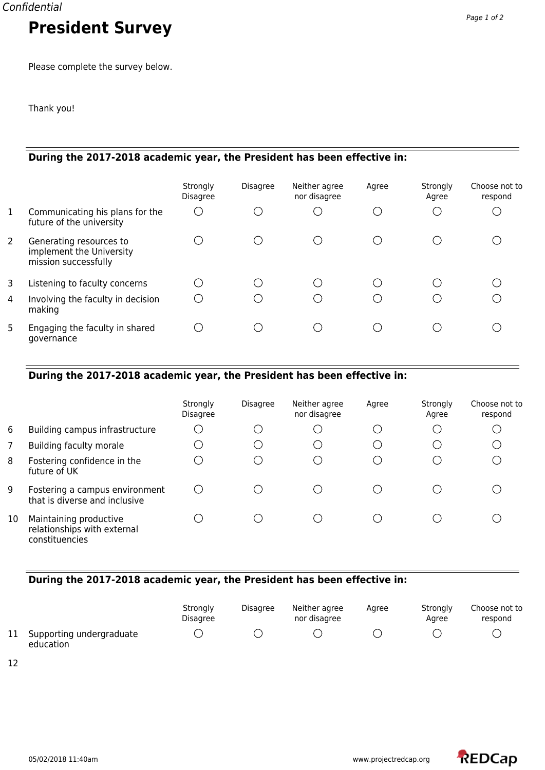# President Survey

Please complete the survey below.

Thank you!

**During the 2017-2018 academic year, the President has been effective in:**

| | | Strongly Disagree | Disagree | Neither agree nor disagree | Agree | Strongly Agree | Choose not to respond |
|---|---|---|---|---|---|---|---|
| 1 | Communicating his plans for the future of the university | ○ | ○ | ○ | ○ | ○ | ○ |
| 2 | Generating resources to implement the University mission successfully | ○ | ○ | ○ | ○ | ○ | ○ |
| 3 | Listening to faculty concerns | ○ | ○ | ○ | ○ | ○ | ○ |
| 4 | Involving the faculty in decision making | ○ | ○ | ○ | ○ | ○ | ○ |
| 5 | Engaging the faculty in shared governance | ○ | ○ | ○ | ○ | ○ | ○ |

**During the 2017-2018 academic year, the President has been effective in:**

| | | Strongly Disagree | Disagree | Neither agree nor disagree | Agree | Strongly Agree | Choose not to respond |
|---|---|---|---|---|---|---|---|
| 6 | Building campus infrastructure | ○ | ○ | ○ | ○ | ○ | ○ |
| 7 | Building faculty morale | ○ | ○ | ○ | ○ | ○ | ○ |
| 8 | Fostering confidence in the future of UK | ○ | ○ | ○ | ○ | ○ | ○ |
| 9 | Fostering a campus environment that is diverse and inclusive | ○ | ○ | ○ | ○ | ○ | ○ |
| 10 | Maintaining productive relationships with external constituencies | ○ | ○ | ○ | ○ | ○ | ○ |

**During the 2017-2018 academic year, the President has been effective in:**

| | | Strongly Disagree | Disagree | Neither agree nor disagree | Agree | Strongly Agree | Choose not to respond |
|---|---|---|---|---|---|---|---|
| 11 | Supporting undergraduate education | ○ | ○ | ○ | ○ | ○ | ○ |

12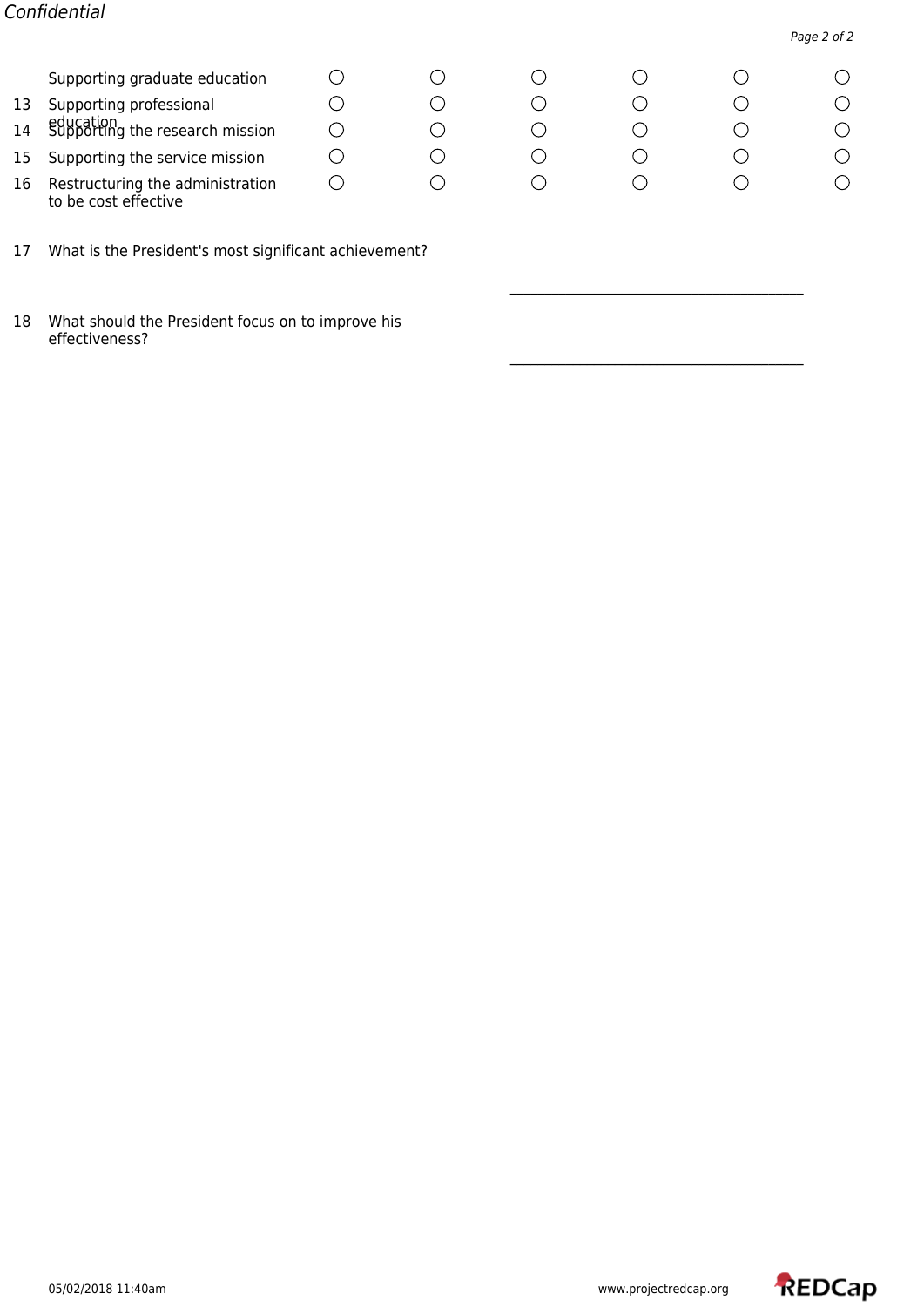| | | | | | | | |
|---|---|---|---|---|---|---|---|
| | Supporting graduate education | ◯ | ◯ | ◯ | ◯ | ◯ | ◯ |
| 13 | Supporting professional education | ◯ | ◯ | ◯ | ◯ | ◯ | ◯ |
| 14 | Supporting the research mission | ◯ | ◯ | ◯ | ◯ | ◯ | ◯ |
| 15 | Supporting the service mission | ◯ | ◯ | ◯ | ◯ | ◯ | ◯ |
| 16 | Restructuring the administration to be cost effective | ◯ | ◯ | ◯ | ◯ | ◯ | ◯ |

17 What is the President's most significant achievement?

__________________________________________

18 What should the President focus on to improve his effectiveness?

__________________________________________